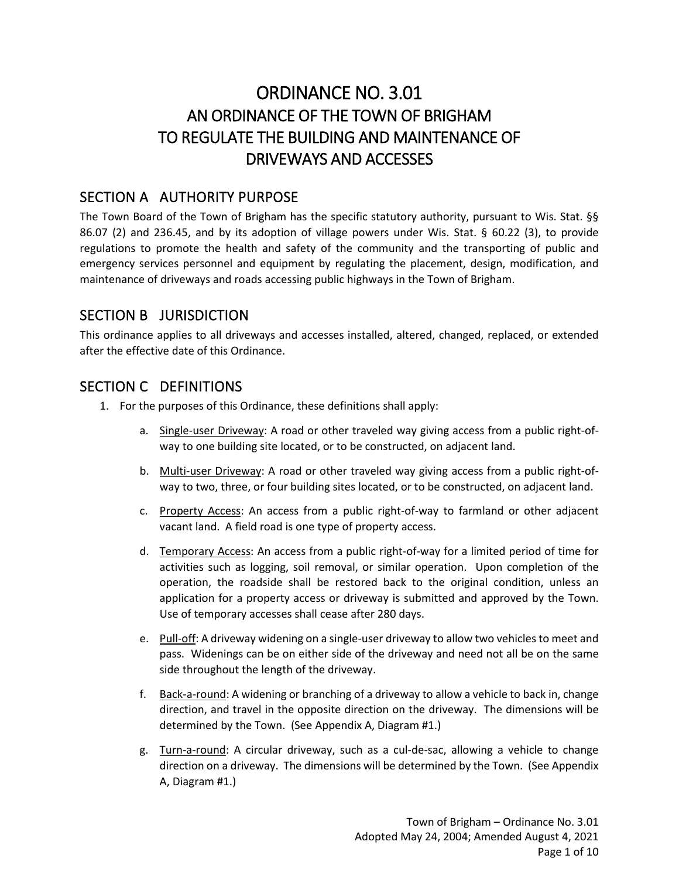# ORDINANCE NO. 3.01
# AN ORDINANCE OF THE TOWN OF BRIGHAM TO REGULATE THE BUILDING AND MAINTENANCE OF DRIVEWAYS AND ACCESSES

## SECTION A AUTHORITY PURPOSE

The Town Board of the Town of Brigham has the specific statutory authority, pursuant to Wis. Stat. §§ 86.07 (2) and 236.45, and by its adoption of village powers under Wis. Stat. § 60.22 (3), to provide regulations to promote the health and safety of the community and the transporting of public and emergency services personnel and equipment by regulating the placement, design, modification, and maintenance of driveways and roads accessing public highways in the Town of Brigham.

## SECTION B JURISDICTION

This ordinance applies to all driveways and accesses installed, altered, changed, replaced, or extended after the effective date of this Ordinance.

## SECTION C DEFINITIONS

1. For the purposes of this Ordinance, these definitions shall apply:

    a. Single-user Driveway: A road or other traveled way giving access from a public right-of-way to one building site located, or to be constructed, on adjacent land.

    b. Multi-user Driveway: A road or other traveled way giving access from a public right-of-way to two, three, or four building sites located, or to be constructed, on adjacent land.

    c. Property Access: An access from a public right-of-way to farmland or other adjacent vacant land. A field road is one type of property access.

    d. Temporary Access: An access from a public right-of-way for a limited period of time for activities such as logging, soil removal, or similar operation. Upon completion of the operation, the roadside shall be restored back to the original condition, unless an application for a property access or driveway is submitted and approved by the Town. Use of temporary accesses shall cease after 280 days.

    e. Pull-off: A driveway widening on a single-user driveway to allow two vehicles to meet and pass. Widenings can be on either side of the driveway and need not all be on the same side throughout the length of the driveway.

    f. Back-a-round: A widening or branching of a driveway to allow a vehicle to back in, change direction, and travel in the opposite direction on the driveway. The dimensions will be determined by the Town. (See Appendix A, Diagram #1.)

    g. Turn-a-round: A circular driveway, such as a cul-de-sac, allowing a vehicle to change direction on a driveway. The dimensions will be determined by the Town. (See Appendix A, Diagram #1.)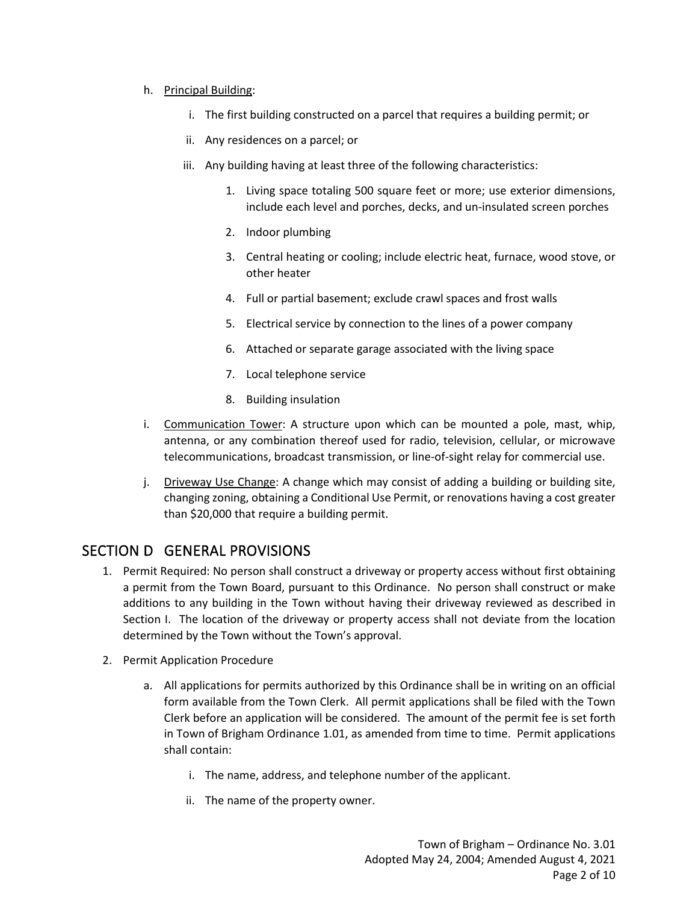h. Principal Building:

   i. The first building constructed on a parcel that requires a building permit; or

   ii. Any residences on a parcel; or

   iii. Any building having at least three of the following characteristics:

      1. Living space totaling 500 square feet or more; use exterior dimensions, include each level and porches, decks, and un-insulated screen porches

      2. Indoor plumbing

      3. Central heating or cooling; include electric heat, furnace, wood stove, or other heater

      4. Full or partial basement; exclude crawl spaces and frost walls

      5. Electrical service by connection to the lines of a power company

      6. Attached or separate garage associated with the living space

      7. Local telephone service

      8. Building insulation

i. Communication Tower: A structure upon which can be mounted a pole, mast, whip, antenna, or any combination thereof used for radio, television, cellular, or microwave telecommunications, broadcast transmission, or line-of-sight relay for commercial use.

j. Driveway Use Change: A change which may consist of adding a building or building site, changing zoning, obtaining a Conditional Use Permit, or renovations having a cost greater than $20,000 that require a building permit.

## SECTION D GENERAL PROVISIONS

1. Permit Required: No person shall construct a driveway or property access without first obtaining a permit from the Town Board, pursuant to this Ordinance. No person shall construct or make additions to any building in the Town without having their driveway reviewed as described in Section I. The location of the driveway or property access shall not deviate from the location determined by the Town without the Town's approval.

2. Permit Application Procedure

   a. All applications for permits authorized by this Ordinance shall be in writing on an official form available from the Town Clerk. All permit applications shall be filed with the Town Clerk before an application will be considered. The amount of the permit fee is set forth in Town of Brigham Ordinance 1.01, as amended from time to time. Permit applications shall contain:

      i. The name, address, and telephone number of the applicant.

      ii. The name of the property owner.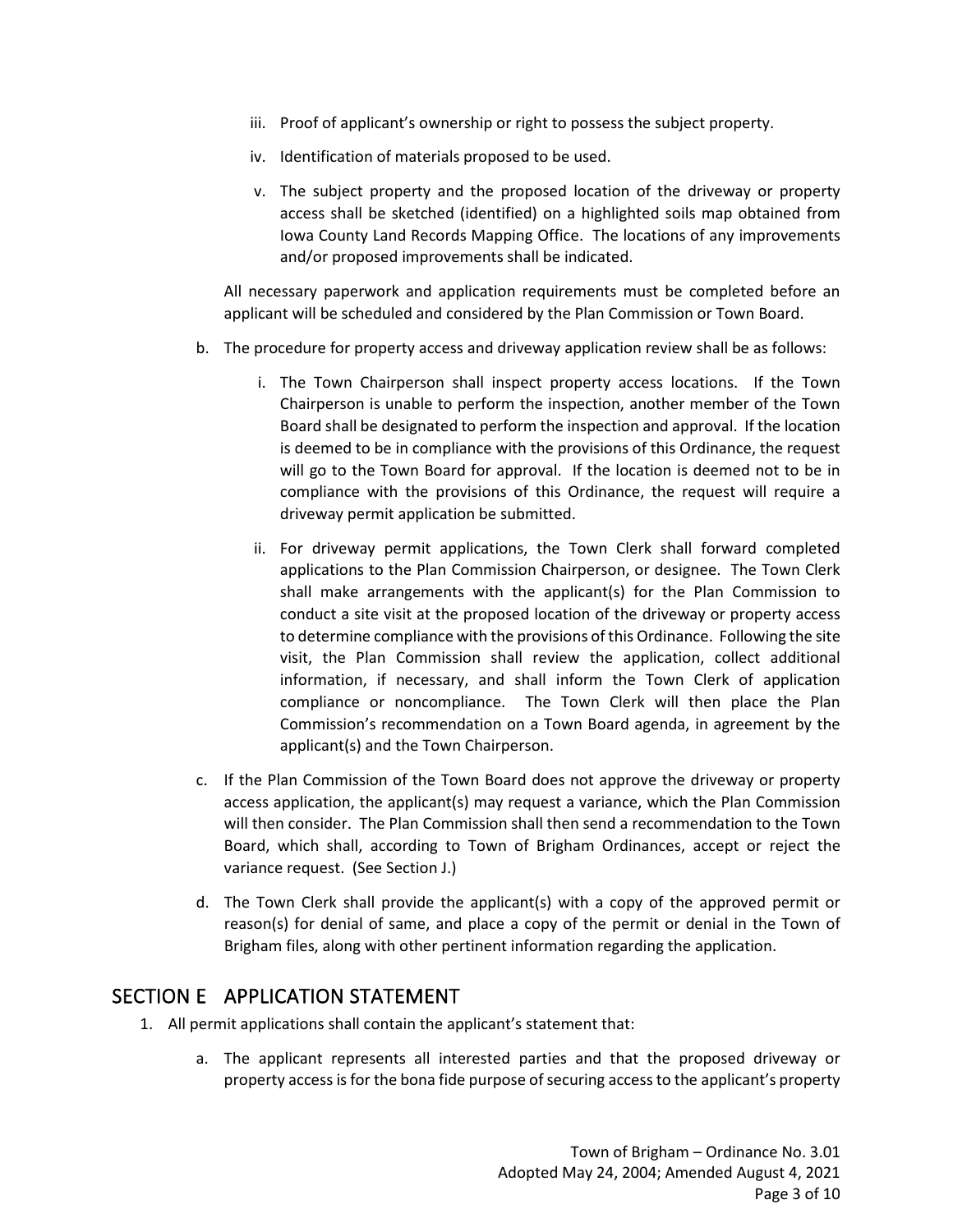iii. Proof of applicant's ownership or right to possess the subject property.

iv. Identification of materials proposed to be used.

v. The subject property and the proposed location of the driveway or property access shall be sketched (identified) on a highlighted soils map obtained from Iowa County Land Records Mapping Office. The locations of any improvements and/or proposed improvements shall be indicated.

All necessary paperwork and application requirements must be completed before an applicant will be scheduled and considered by the Plan Commission or Town Board.

b. The procedure for property access and driveway application review shall be as follows:

   i. The Town Chairperson shall inspect property access locations. If the Town Chairperson is unable to perform the inspection, another member of the Town Board shall be designated to perform the inspection and approval. If the location is deemed to be in compliance with the provisions of this Ordinance, the request will go to the Town Board for approval. If the location is deemed not to be in compliance with the provisions of this Ordinance, the request will require a driveway permit application be submitted.

   ii. For driveway permit applications, the Town Clerk shall forward completed applications to the Plan Commission Chairperson, or designee. The Town Clerk shall make arrangements with the applicant(s) for the Plan Commission to conduct a site visit at the proposed location of the driveway or property access to determine compliance with the provisions of this Ordinance. Following the site visit, the Plan Commission shall review the application, collect additional information, if necessary, and shall inform the Town Clerk of application compliance or noncompliance. The Town Clerk will then place the Plan Commission's recommendation on a Town Board agenda, in agreement by the applicant(s) and the Town Chairperson.

c. If the Plan Commission of the Town Board does not approve the driveway or property access application, the applicant(s) may request a variance, which the Plan Commission will then consider. The Plan Commission shall then send a recommendation to the Town Board, which shall, according to Town of Brigham Ordinances, accept or reject the variance request. (See Section J.)

d. The Town Clerk shall provide the applicant(s) with a copy of the approved permit or reason(s) for denial of same, and place a copy of the permit or denial in the Town of Brigham files, along with other pertinent information regarding the application.

## SECTION E APPLICATION STATEMENT

1. All permit applications shall contain the applicant's statement that:

   a. The applicant represents all interested parties and that the proposed driveway or property access is for the bona fide purpose of securing access to the applicant's property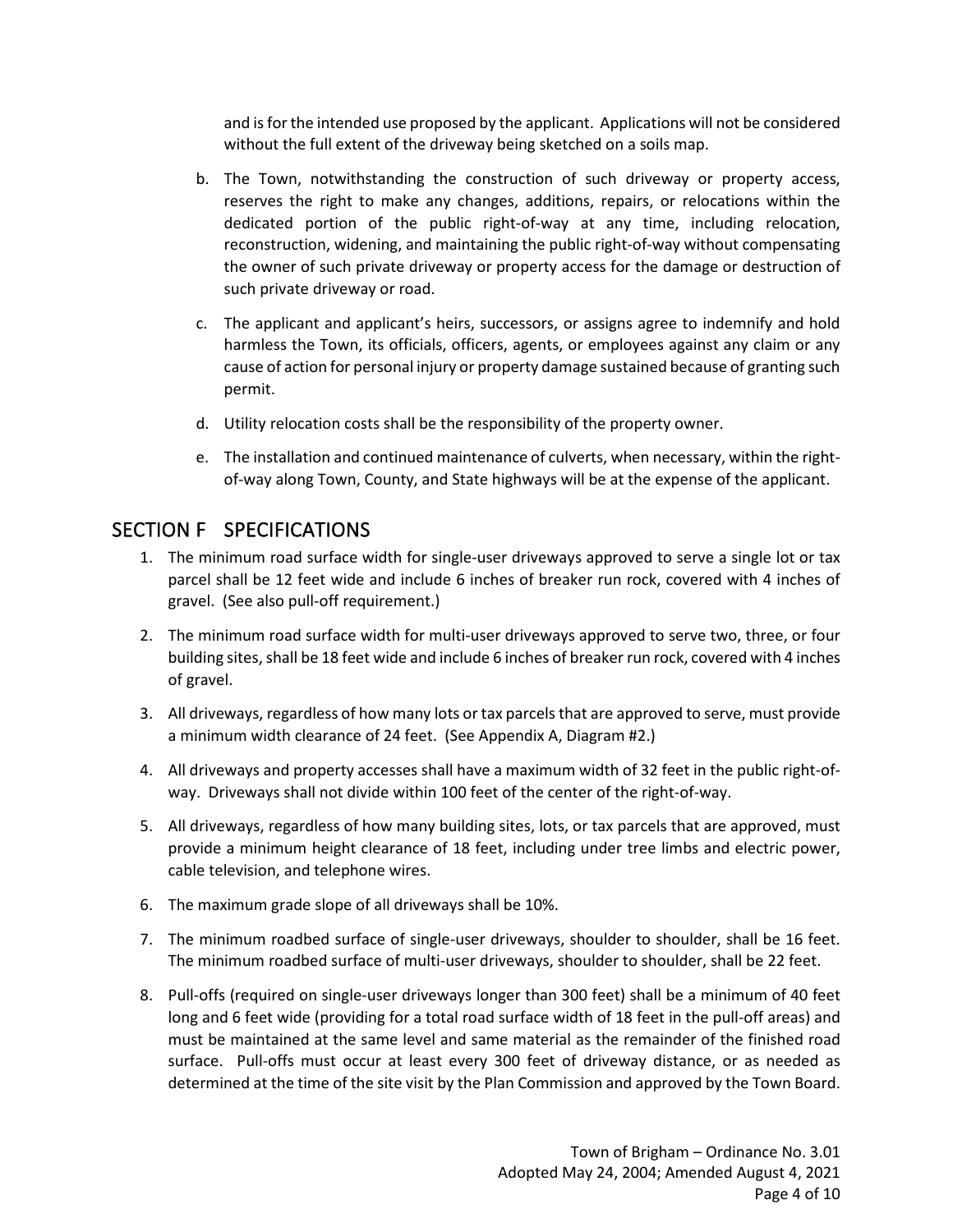and is for the intended use proposed by the applicant. Applications will not be considered without the full extent of the driveway being sketched on a soils map.

b. The Town, notwithstanding the construction of such driveway or property access, reserves the right to make any changes, additions, repairs, or relocations within the dedicated portion of the public right-of-way at any time, including relocation, reconstruction, widening, and maintaining the public right-of-way without compensating the owner of such private driveway or property access for the damage or destruction of such private driveway or road.

c. The applicant and applicant's heirs, successors, or assigns agree to indemnify and hold harmless the Town, its officials, officers, agents, or employees against any claim or any cause of action for personal injury or property damage sustained because of granting such permit.

d. Utility relocation costs shall be the responsibility of the property owner.

e. The installation and continued maintenance of culverts, when necessary, within the right-of-way along Town, County, and State highways will be at the expense of the applicant.

## SECTION F SPECIFICATIONS

1. The minimum road surface width for single-user driveways approved to serve a single lot or tax parcel shall be 12 feet wide and include 6 inches of breaker run rock, covered with 4 inches of gravel. (See also pull-off requirement.)

2. The minimum road surface width for multi-user driveways approved to serve two, three, or four building sites, shall be 18 feet wide and include 6 inches of breaker run rock, covered with 4 inches of gravel.

3. All driveways, regardless of how many lots or tax parcels that are approved to serve, must provide a minimum width clearance of 24 feet. (See Appendix A, Diagram #2.)

4. All driveways and property accesses shall have a maximum width of 32 feet in the public right-of-way. Driveways shall not divide within 100 feet of the center of the right-of-way.

5. All driveways, regardless of how many building sites, lots, or tax parcels that are approved, must provide a minimum height clearance of 18 feet, including under tree limbs and electric power, cable television, and telephone wires.

6. The maximum grade slope of all driveways shall be 10%.

7. The minimum roadbed surface of single-user driveways, shoulder to shoulder, shall be 16 feet. The minimum roadbed surface of multi-user driveways, shoulder to shoulder, shall be 22 feet.

8. Pull-offs (required on single-user driveways longer than 300 feet) shall be a minimum of 40 feet long and 6 feet wide (providing for a total road surface width of 18 feet in the pull-off areas) and must be maintained at the same level and same material as the remainder of the finished road surface. Pull-offs must occur at least every 300 feet of driveway distance, or as needed as determined at the time of the site visit by the Plan Commission and approved by the Town Board.

Town of Brigham – Ordinance No. 3.01
Adopted May 24, 2004; Amended August 4, 2021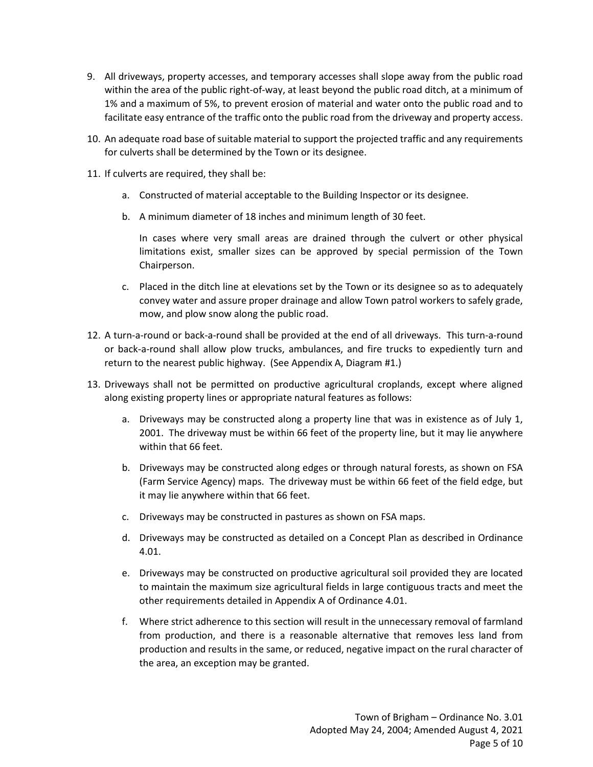9. All driveways, property accesses, and temporary accesses shall slope away from the public road within the area of the public right-of-way, at least beyond the public road ditch, at a minimum of 1% and a maximum of 5%, to prevent erosion of material and water onto the public road and to facilitate easy entrance of the traffic onto the public road from the driveway and property access.

10. An adequate road base of suitable material to support the projected traffic and any requirements for culverts shall be determined by the Town or its designee.

11. If culverts are required, they shall be:

    a. Constructed of material acceptable to the Building Inspector or its designee.

    b. A minimum diameter of 18 inches and minimum length of 30 feet.

       In cases where very small areas are drained through the culvert or other physical limitations exist, smaller sizes can be approved by special permission of the Town Chairperson.

    c. Placed in the ditch line at elevations set by the Town or its designee so as to adequately convey water and assure proper drainage and allow Town patrol workers to safely grade, mow, and plow snow along the public road.

12. A turn-a-round or back-a-round shall be provided at the end of all driveways. This turn-a-round or back-a-round shall allow plow trucks, ambulances, and fire trucks to expediently turn and return to the nearest public highway. (See Appendix A, Diagram #1.)

13. Driveways shall not be permitted on productive agricultural croplands, except where aligned along existing property lines or appropriate natural features as follows:

    a. Driveways may be constructed along a property line that was in existence as of July 1, 2001. The driveway must be within 66 feet of the property line, but it may lie anywhere within that 66 feet.

    b. Driveways may be constructed along edges or through natural forests, as shown on FSA (Farm Service Agency) maps. The driveway must be within 66 feet of the field edge, but it may lie anywhere within that 66 feet.

    c. Driveways may be constructed in pastures as shown on FSA maps.

    d. Driveways may be constructed as detailed on a Concept Plan as described in Ordinance 4.01.

    e. Driveways may be constructed on productive agricultural soil provided they are located to maintain the maximum size agricultural fields in large contiguous tracts and meet the other requirements detailed in Appendix A of Ordinance 4.01.

    f. Where strict adherence to this section will result in the unnecessary removal of farmland from production, and there is a reasonable alternative that removes less land from production and results in the same, or reduced, negative impact on the rural character of the area, an exception may be granted.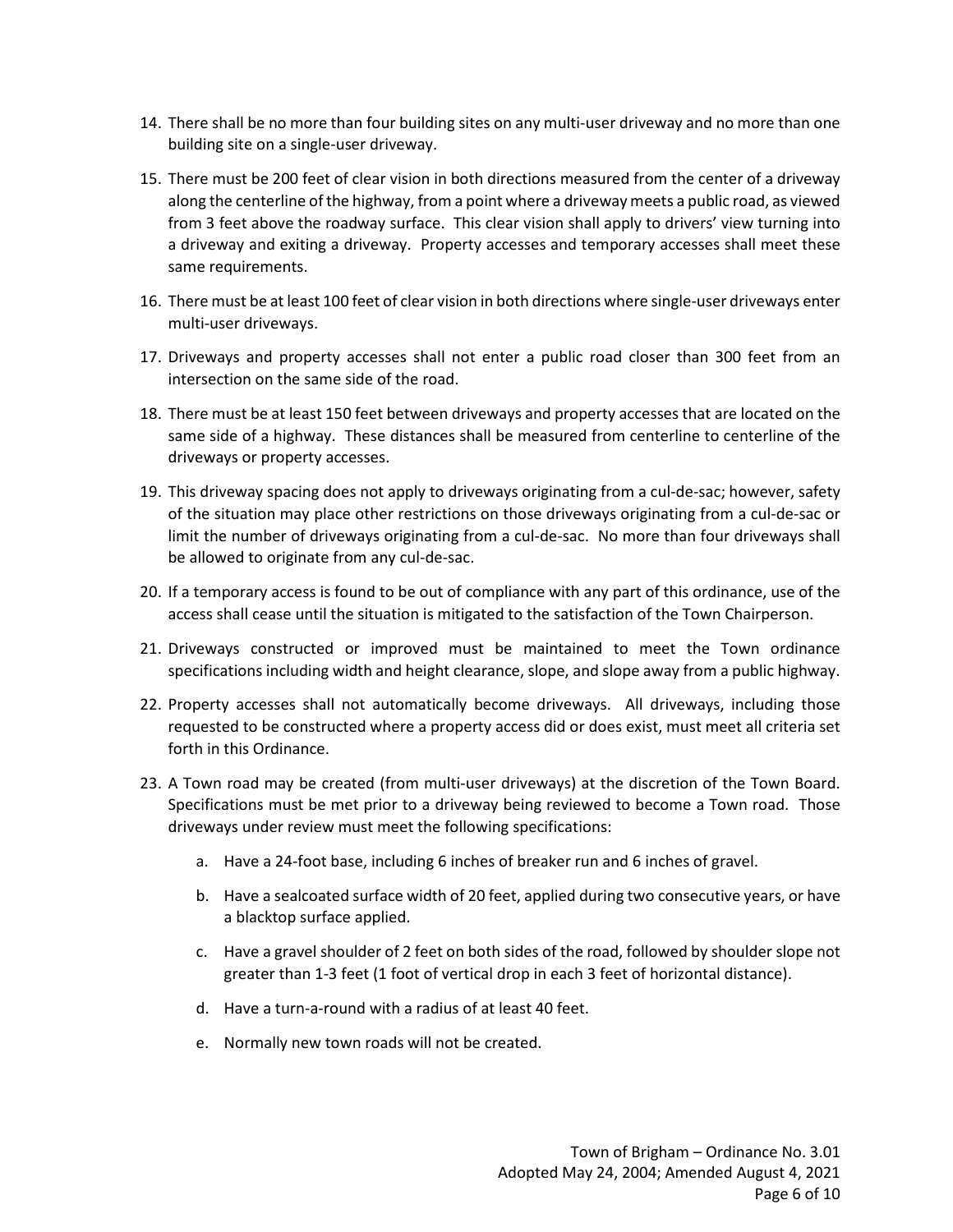14. There shall be no more than four building sites on any multi-user driveway and no more than one building site on a single-user driveway.

15. There must be 200 feet of clear vision in both directions measured from the center of a driveway along the centerline of the highway, from a point where a driveway meets a public road, as viewed from 3 feet above the roadway surface. This clear vision shall apply to drivers' view turning into a driveway and exiting a driveway. Property accesses and temporary accesses shall meet these same requirements.

16. There must be at least 100 feet of clear vision in both directions where single-user driveways enter multi-user driveways.

17. Driveways and property accesses shall not enter a public road closer than 300 feet from an intersection on the same side of the road.

18. There must be at least 150 feet between driveways and property accesses that are located on the same side of a highway. These distances shall be measured from centerline to centerline of the driveways or property accesses.

19. This driveway spacing does not apply to driveways originating from a cul-de-sac; however, safety of the situation may place other restrictions on those driveways originating from a cul-de-sac or limit the number of driveways originating from a cul-de-sac. No more than four driveways shall be allowed to originate from any cul-de-sac.

20. If a temporary access is found to be out of compliance with any part of this ordinance, use of the access shall cease until the situation is mitigated to the satisfaction of the Town Chairperson.

21. Driveways constructed or improved must be maintained to meet the Town ordinance specifications including width and height clearance, slope, and slope away from a public highway.

22. Property accesses shall not automatically become driveways. All driveways, including those requested to be constructed where a property access did or does exist, must meet all criteria set forth in this Ordinance.

23. A Town road may be created (from multi-user driveways) at the discretion of the Town Board. Specifications must be met prior to a driveway being reviewed to become a Town road. Those driveways under review must meet the following specifications:

    a. Have a 24-foot base, including 6 inches of breaker run and 6 inches of gravel.

    b. Have a sealcoated surface width of 20 feet, applied during two consecutive years, or have a blacktop surface applied.

    c. Have a gravel shoulder of 2 feet on both sides of the road, followed by shoulder slope not greater than 1-3 feet (1 foot of vertical drop in each 3 feet of horizontal distance).

    d. Have a turn-a-round with a radius of at least 40 feet.

    e. Normally new town roads will not be created.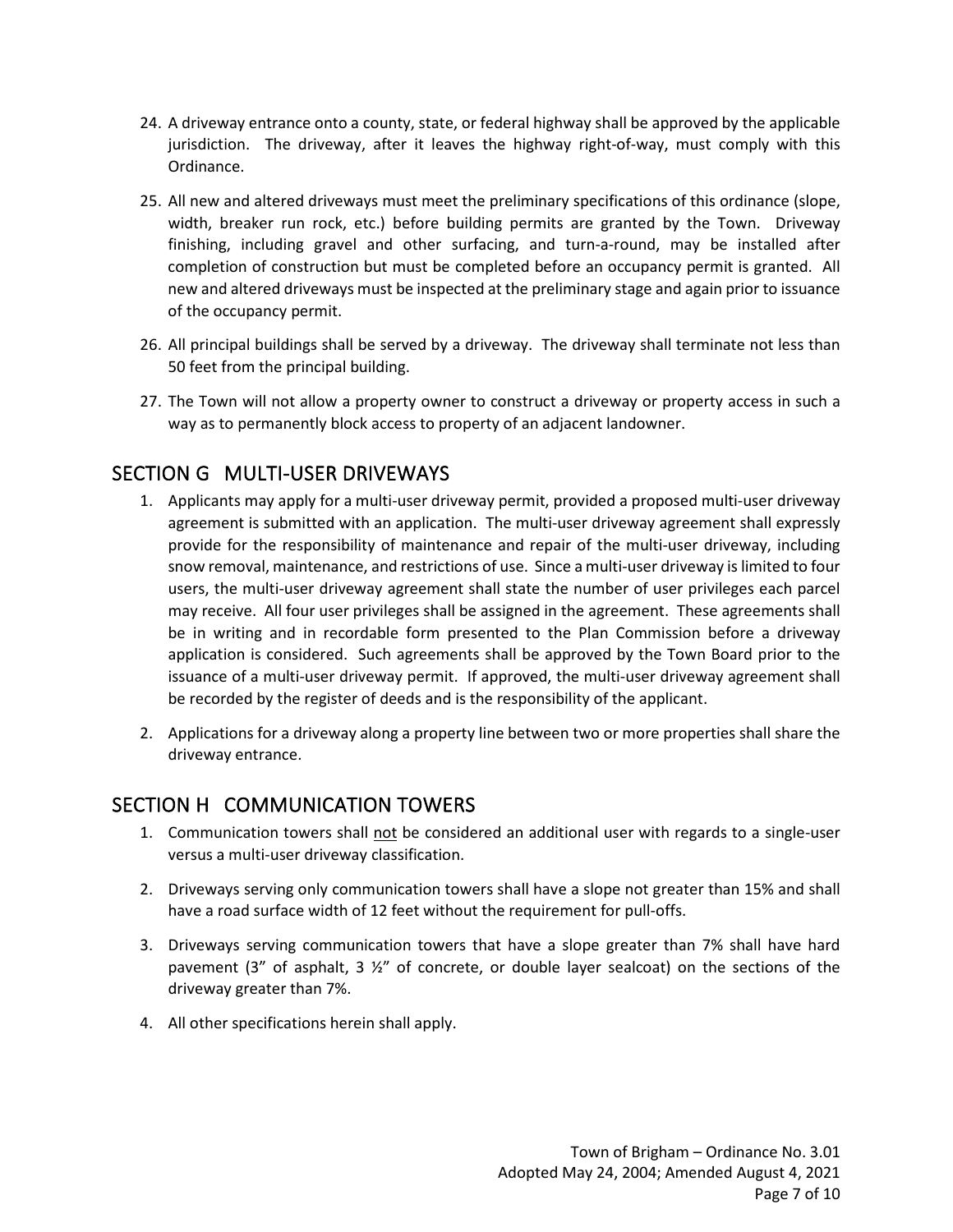24. A driveway entrance onto a county, state, or federal highway shall be approved by the applicable jurisdiction. The driveway, after it leaves the highway right-of-way, must comply with this Ordinance.

25. All new and altered driveways must meet the preliminary specifications of this ordinance (slope, width, breaker run rock, etc.) before building permits are granted by the Town. Driveway finishing, including gravel and other surfacing, and turn-a-round, may be installed after completion of construction but must be completed before an occupancy permit is granted. All new and altered driveways must be inspected at the preliminary stage and again prior to issuance of the occupancy permit.

26. All principal buildings shall be served by a driveway. The driveway shall terminate not less than 50 feet from the principal building.

27. The Town will not allow a property owner to construct a driveway or property access in such a way as to permanently block access to property of an adjacent landowner.

## SECTION G MULTI-USER DRIVEWAYS

1. Applicants may apply for a multi-user driveway permit, provided a proposed multi-user driveway agreement is submitted with an application. The multi-user driveway agreement shall expressly provide for the responsibility of maintenance and repair of the multi-user driveway, including snow removal, maintenance, and restrictions of use. Since a multi-user driveway is limited to four users, the multi-user driveway agreement shall state the number of user privileges each parcel may receive. All four user privileges shall be assigned in the agreement. These agreements shall be in writing and in recordable form presented to the Plan Commission before a driveway application is considered. Such agreements shall be approved by the Town Board prior to the issuance of a multi-user driveway permit. If approved, the multi-user driveway agreement shall be recorded by the register of deeds and is the responsibility of the applicant.

2. Applications for a driveway along a property line between two or more properties shall share the driveway entrance.

## SECTION H COMMUNICATION TOWERS

1. Communication towers shall not be considered an additional user with regards to a single-user versus a multi-user driveway classification.

2. Driveways serving only communication towers shall have a slope not greater than 15% and shall have a road surface width of 12 feet without the requirement for pull-offs.

3. Driveways serving communication towers that have a slope greater than 7% shall have hard pavement (3" of asphalt, 3 ½" of concrete, or double layer sealcoat) on the sections of the driveway greater than 7%.

4. All other specifications herein shall apply.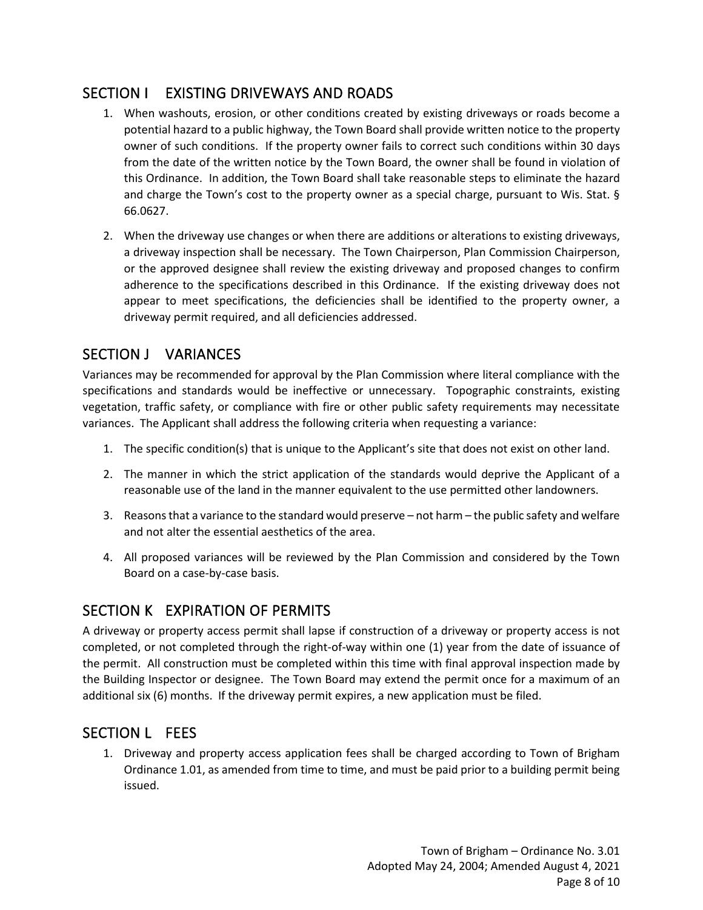## SECTION I EXISTING DRIVEWAYS AND ROADS

1. When washouts, erosion, or other conditions created by existing driveways or roads become a potential hazard to a public highway, the Town Board shall provide written notice to the property owner of such conditions. If the property owner fails to correct such conditions within 30 days from the date of the written notice by the Town Board, the owner shall be found in violation of this Ordinance. In addition, the Town Board shall take reasonable steps to eliminate the hazard and charge the Town's cost to the property owner as a special charge, pursuant to Wis. Stat. § 66.0627.
2. When the driveway use changes or when there are additions or alterations to existing driveways, a driveway inspection shall be necessary. The Town Chairperson, Plan Commission Chairperson, or the approved designee shall review the existing driveway and proposed changes to confirm adherence to the specifications described in this Ordinance. If the existing driveway does not appear to meet specifications, the deficiencies shall be identified to the property owner, a driveway permit required, and all deficiencies addressed.

## SECTION J VARIANCES

Variances may be recommended for approval by the Plan Commission where literal compliance with the specifications and standards would be ineffective or unnecessary. Topographic constraints, existing vegetation, traffic safety, or compliance with fire or other public safety requirements may necessitate variances. The Applicant shall address the following criteria when requesting a variance:

1. The specific condition(s) that is unique to the Applicant's site that does not exist on other land.
2. The manner in which the strict application of the standards would deprive the Applicant of a reasonable use of the land in the manner equivalent to the use permitted other landowners.
3. Reasons that a variance to the standard would preserve – not harm – the public safety and welfare and not alter the essential aesthetics of the area.
4. All proposed variances will be reviewed by the Plan Commission and considered by the Town Board on a case-by-case basis.

## SECTION K EXPIRATION OF PERMITS

A driveway or property access permit shall lapse if construction of a driveway or property access is not completed, or not completed through the right-of-way within one (1) year from the date of issuance of the permit. All construction must be completed within this time with final approval inspection made by the Building Inspector or designee. The Town Board may extend the permit once for a maximum of an additional six (6) months. If the driveway permit expires, a new application must be filed.

## SECTION L FEES

1. Driveway and property access application fees shall be charged according to Town of Brigham Ordinance 1.01, as amended from time to time, and must be paid prior to a building permit being issued.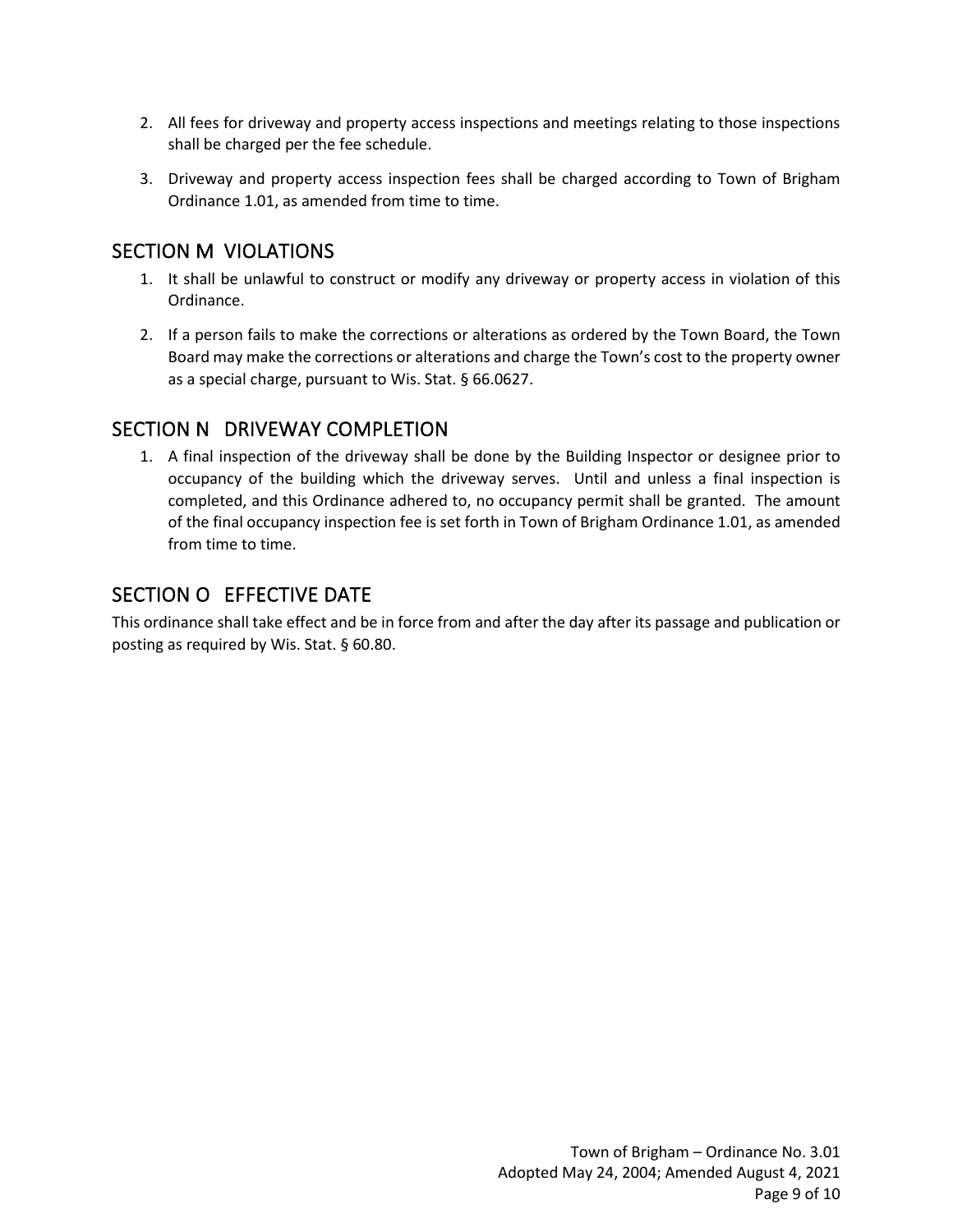2. All fees for driveway and property access inspections and meetings relating to those inspections shall be charged per the fee schedule.
3. Driveway and property access inspection fees shall be charged according to Town of Brigham Ordinance 1.01, as amended from time to time.

## SECTION M VIOLATIONS

1. It shall be unlawful to construct or modify any driveway or property access in violation of this Ordinance.
2. If a person fails to make the corrections or alterations as ordered by the Town Board, the Town Board may make the corrections or alterations and charge the Town's cost to the property owner as a special charge, pursuant to Wis. Stat. § 66.0627.

## SECTION N DRIVEWAY COMPLETION

1. A final inspection of the driveway shall be done by the Building Inspector or designee prior to occupancy of the building which the driveway serves. Until and unless a final inspection is completed, and this Ordinance adhered to, no occupancy permit shall be granted. The amount of the final occupancy inspection fee is set forth in Town of Brigham Ordinance 1.01, as amended from time to time.

## SECTION O EFFECTIVE DATE

This ordinance shall take effect and be in force from and after the day after its passage and publication or posting as required by Wis. Stat. § 60.80.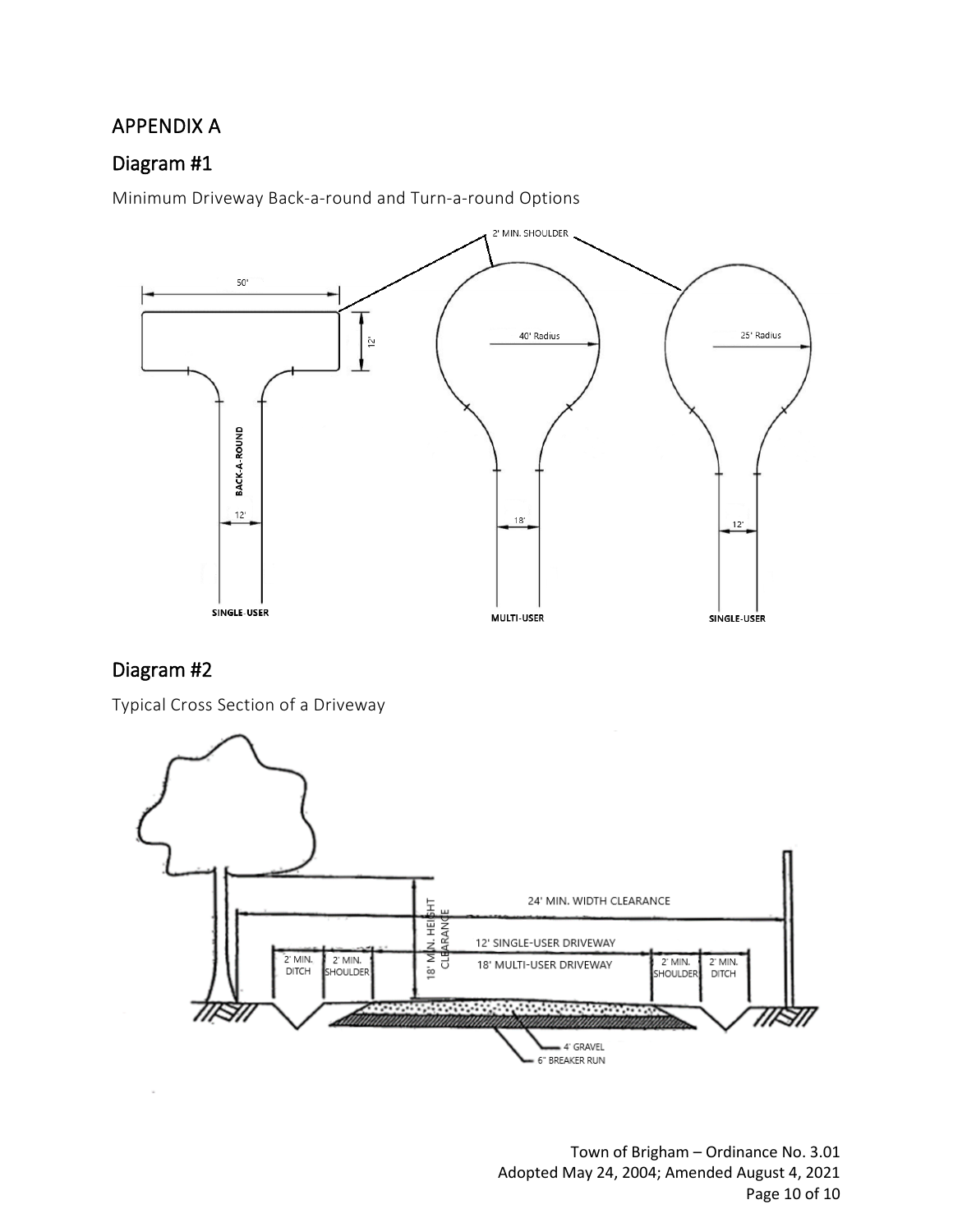# APPENDIX A

## Diagram #1

Minimum Driveway Back-a-round and Turn-a-round Options

2' MIN. SHOULDER

50'

12'

BACK-A-ROUND

12'

SINGLE-USER

40' Radius

18'

MULTI-USER

25' Radius

12'

SINGLE-USER

## Diagram #2

Typical Cross Section of a Driveway

24' MIN. WIDTH CLEARANCE

18' MIN. HEIGHT CLEARANCE

12' SINGLE-USER DRIVEWAY

18' MULTI-USER DRIVEWAY

2' MIN. DITCH

2' MIN. SHOULDER

2' MIN. SHOULDER

2' MIN. DITCH

4" GRAVEL

6" BREAKER RUN

Town of Brigham – Ordinance No. 3.01
Adopted May 24, 2004; Amended August 4, 2021